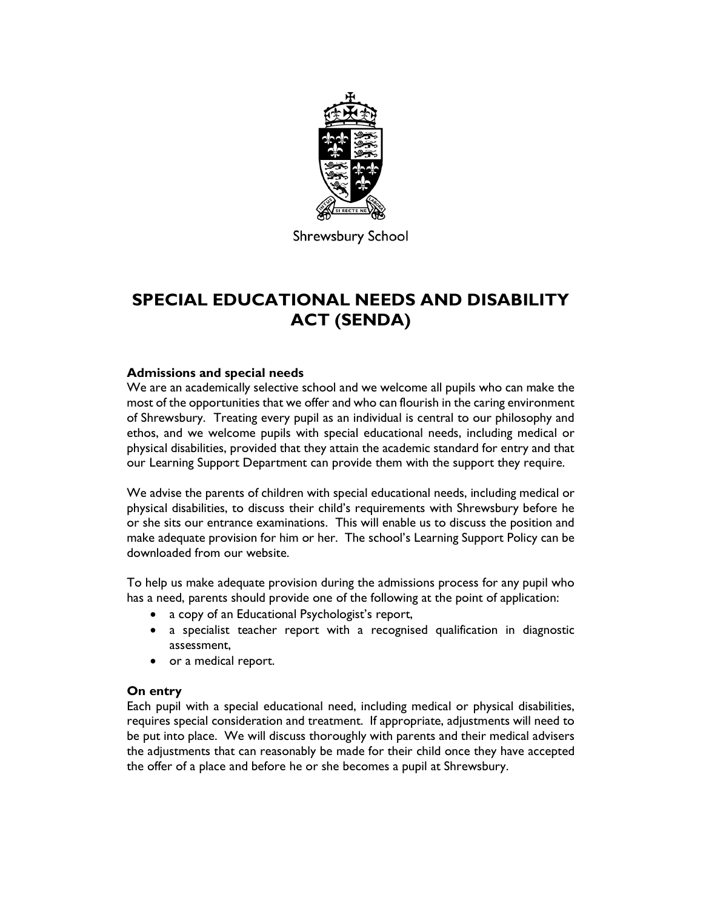Shrewsbury School

# SPECIAL EDUCATIONAL NEEDS AND DISABILITY ACT (SENDA)

**Admissions and special needs**

We are an academically selective school and we welcome all pupils who can make the most of the opportunities that we offer and who can flourish in the caring environment of Shrewsbury. Treating every pupil as an individual is central to our philosophy and ethos, and we welcome pupils with special educational needs, including medical or physical disabilities, provided that they attain the academic standard for entry and that our Learning Support Department can provide them with the support they require.

We advise the parents of children with special educational needs, including medical or physical disabilities, to discuss their child's requirements with Shrewsbury before he or she sits our entrance examinations. This will enable us to discuss the position and make adequate provision for him or her. The school's Learning Support Policy can be downloaded from our website.

To help us make adequate provision during the admissions process for any pupil who has a need, parents should provide one of the following at the point of application:

- a copy of an Educational Psychologist's report,
- a specialist teacher report with a recognised qualification in diagnostic assessment,
- or a medical report.

**On entry**

Each pupil with a special educational need, including medical or physical disabilities, requires special consideration and treatment. If appropriate, adjustments will need to be put into place. We will discuss thoroughly with parents and their medical advisers the adjustments that can reasonably be made for their child once they have accepted the offer of a place and before he or she becomes a pupil at Shrewsbury.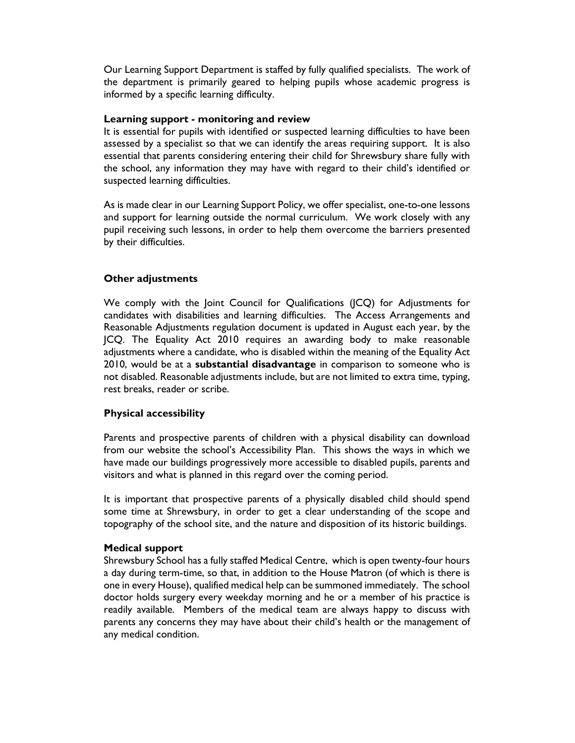Our Learning Support Department is staffed by fully qualified specialists. The work of the department is primarily geared to helping pupils whose academic progress is informed by a specific learning difficulty.

**Learning support - monitoring and review**

It is essential for pupils with identified or suspected learning difficulties to have been assessed by a specialist so that we can identify the areas requiring support. It is also essential that parents considering entering their child for Shrewsbury share fully with the school, any information they may have with regard to their child's identified or suspected learning difficulties.

As is made clear in our Learning Support Policy, we offer specialist, one-to-one lessons and support for learning outside the normal curriculum. We work closely with any pupil receiving such lessons, in order to help them overcome the barriers presented by their difficulties.

**Other adjustments**

We comply with the Joint Council for Qualifications (JCQ) for Adjustments for candidates with disabilities and learning difficulties. The Access Arrangements and Reasonable Adjustments regulation document is updated in August each year, by the JCQ. The Equality Act 2010 requires an awarding body to make reasonable adjustments where a candidate, who is disabled within the meaning of the Equality Act 2010, would be at a **substantial disadvantage** in comparison to someone who is not disabled. Reasonable adjustments include, but are not limited to extra time, typing, rest breaks, reader or scribe.

**Physical accessibility**

Parents and prospective parents of children with a physical disability can download from our website the school's Accessibility Plan. This shows the ways in which we have made our buildings progressively more accessible to disabled pupils, parents and visitors and what is planned in this regard over the coming period.

It is important that prospective parents of a physically disabled child should spend some time at Shrewsbury, in order to get a clear understanding of the scope and topography of the school site, and the nature and disposition of its historic buildings.

**Medical support**

Shrewsbury School has a fully staffed Medical Centre, which is open twenty-four hours a day during term-time, so that, in addition to the House Matron (of which is there is one in every House), qualified medical help can be summoned immediately. The school doctor holds surgery every weekday morning and he or a member of his practice is readily available. Members of the medical team are always happy to discuss with parents any concerns they may have about their child's health or the management of any medical condition.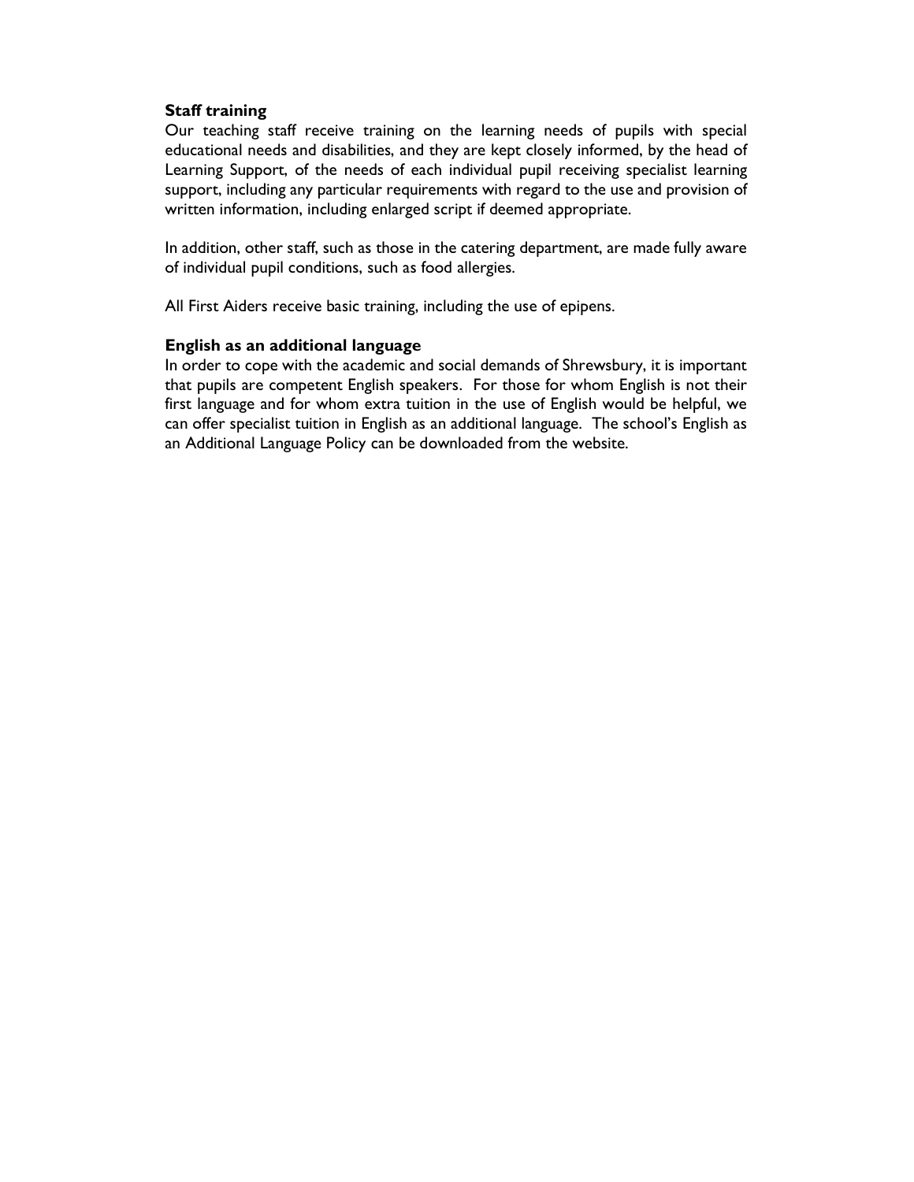**Staff training**

Our teaching staff receive training on the learning needs of pupils with special educational needs and disabilities, and they are kept closely informed, by the head of Learning Support, of the needs of each individual pupil receiving specialist learning support, including any particular requirements with regard to the use and provision of written information, including enlarged script if deemed appropriate.

In addition, other staff, such as those in the catering department, are made fully aware of individual pupil conditions, such as food allergies.

All First Aiders receive basic training, including the use of epipens.

**English as an additional language**

In order to cope with the academic and social demands of Shrewsbury, it is important that pupils are competent English speakers. For those for whom English is not their first language and for whom extra tuition in the use of English would be helpful, we can offer specialist tuition in English as an additional language. The school's English as an Additional Language Policy can be downloaded from the website.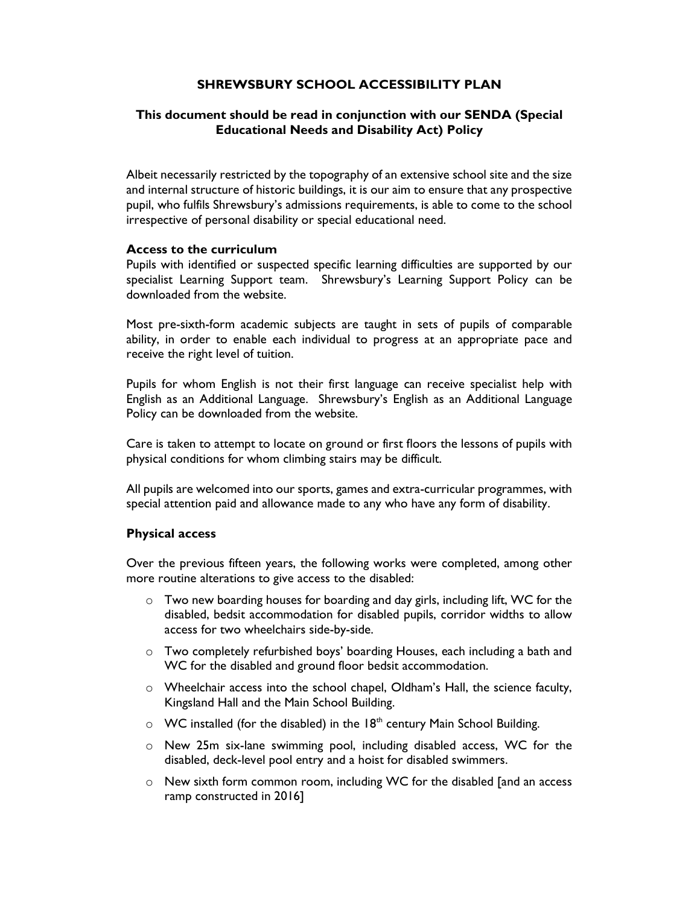# SHREWSBURY SCHOOL ACCESSIBILITY PLAN

## This document should be read in conjunction with our SENDA (Special Educational Needs and Disability Act) Policy

Albeit necessarily restricted by the topography of an extensive school site and the size and internal structure of historic buildings, it is our aim to ensure that any prospective pupil, who fulfils Shrewsbury's admissions requirements, is able to come to the school irrespective of personal disability or special educational need.

### Access to the curriculum

Pupils with identified or suspected specific learning difficulties are supported by our specialist Learning Support team. Shrewsbury's Learning Support Policy can be downloaded from the website.

Most pre-sixth-form academic subjects are taught in sets of pupils of comparable ability, in order to enable each individual to progress at an appropriate pace and receive the right level of tuition.

Pupils for whom English is not their first language can receive specialist help with English as an Additional Language. Shrewsbury's English as an Additional Language Policy can be downloaded from the website.

Care is taken to attempt to locate on ground or first floors the lessons of pupils with physical conditions for whom climbing stairs may be difficult.

All pupils are welcomed into our sports, games and extra-curricular programmes, with special attention paid and allowance made to any who have any form of disability.

### Physical access

Over the previous fifteen years, the following works were completed, among other more routine alterations to give access to the disabled:

- Two new boarding houses for boarding and day girls, including lift, WC for the disabled, bedsit accommodation for disabled pupils, corridor widths to allow access for two wheelchairs side-by-side.
- Two completely refurbished boys' boarding Houses, each including a bath and WC for the disabled and ground floor bedsit accommodation.
- Wheelchair access into the school chapel, Oldham's Hall, the science faculty, Kingsland Hall and the Main School Building.
- WC installed (for the disabled) in the 18th century Main School Building.
- New 25m six-lane swimming pool, including disabled access, WC for the disabled, deck-level pool entry and a hoist for disabled swimmers.
- New sixth form common room, including WC for the disabled [and an access ramp constructed in 2016]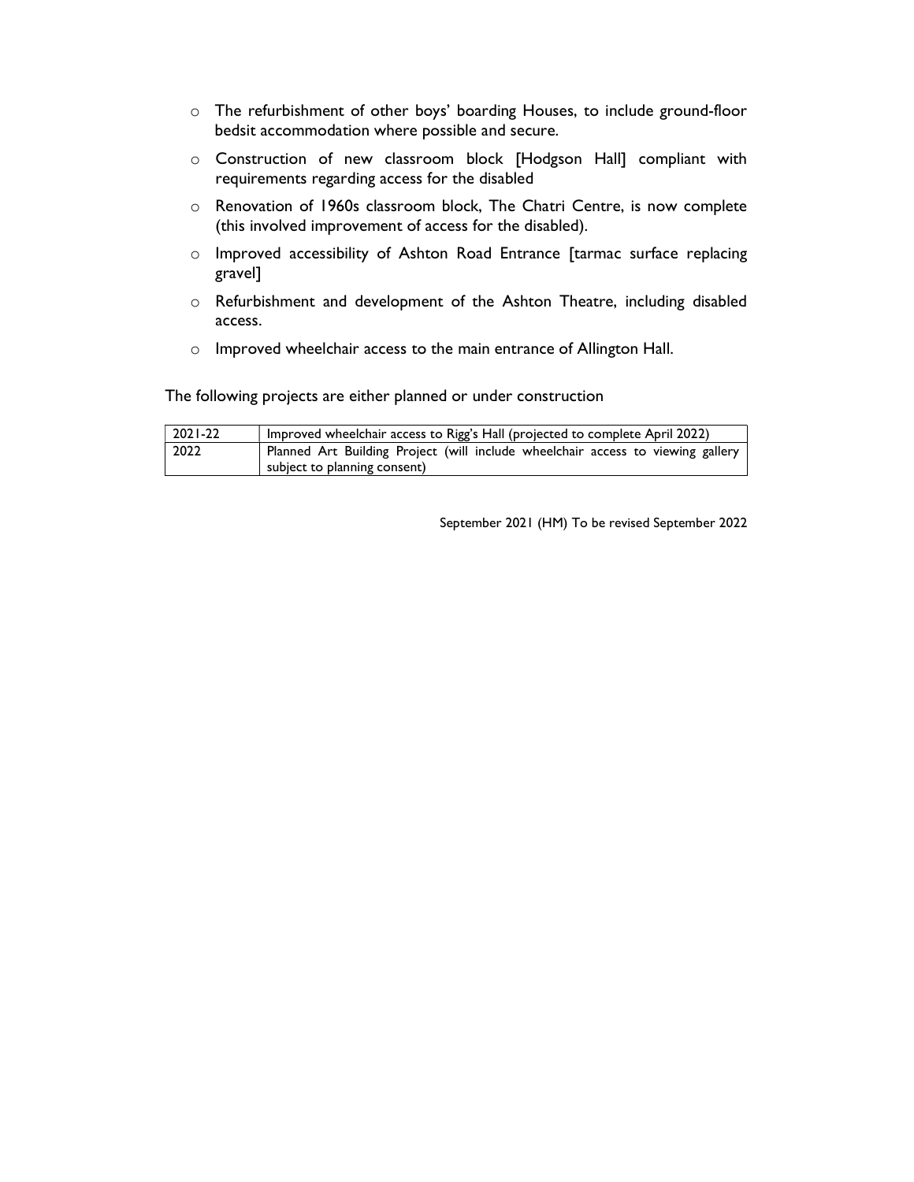- The refurbishment of other boys' boarding Houses, to include ground-floor bedsit accommodation where possible and secure.
- Construction of new classroom block [Hodgson Hall] compliant with requirements regarding access for the disabled
- Renovation of 1960s classroom block, The Chatri Centre, is now complete (this involved improvement of access for the disabled).
- Improved accessibility of Ashton Road Entrance [tarmac surface replacing gravel]
- Refurbishment and development of the Ashton Theatre, including disabled access.
- Improved wheelchair access to the main entrance of Allington Hall.

The following projects are either planned or under construction

| | |
|---|---|
| 2021-22 | Improved wheelchair access to Rigg's Hall (projected to complete April 2022) |
| 2022 | Planned Art Building Project (will include wheelchair access to viewing gallery subject to planning consent) |

September 2021 (HM) To be revised September 2022